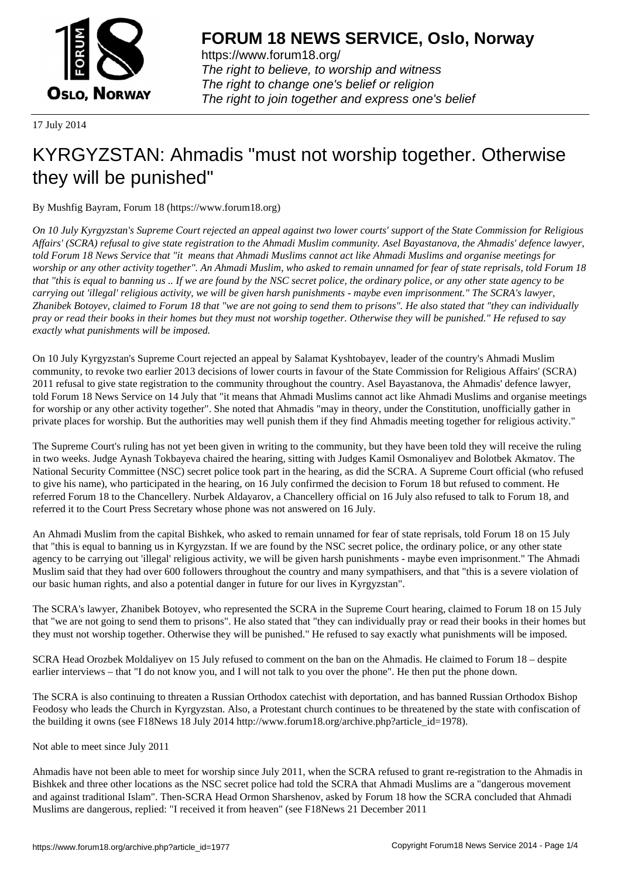# FORUM 18 NEWS SERVICE, Oslo, Norway

https://www.forum18.org/
*The right to believe, to worship and witness*
*The right to change one's belief or religion*
*The right to join together and express one's belief*

17 July 2014

# KYRGYZSTAN: Ahmadis "must not worship together. Otherwise they will be punished"

By Mushfig Bayram, Forum 18 (https://www.forum18.org)

*On 10 July Kyrgyzstan's Supreme Court rejected an appeal against two lower courts' support of the State Commission for Religious Affairs' (SCRA) refusal to give state registration to the Ahmadi Muslim community. Asel Bayastanova, the Ahmadis' defence lawyer, told Forum 18 News Service that "it means that Ahmadi Muslims cannot act like Ahmadi Muslims and organise meetings for worship or any other activity together". An Ahmadi Muslim, who asked to remain unnamed for fear of state reprisals, told Forum 18 that "this is equal to banning us .. If we are found by the NSC secret police, the ordinary police, or any other state agency to be carrying out 'illegal' religious activity, we will be given harsh punishments - maybe even imprisonment." The SCRA's lawyer, Zhanibek Botoyev, claimed to Forum 18 that "we are not going to send them to prisons". He also stated that "they can individually pray or read their books in their homes but they must not worship together. Otherwise they will be punished." He refused to say exactly what punishments will be imposed.*

On 10 July Kyrgyzstan's Supreme Court rejected an appeal by Salamat Kyshtobayev, leader of the country's Ahmadi Muslim community, to revoke two earlier 2013 decisions of lower courts in favour of the State Commission for Religious Affairs' (SCRA) 2011 refusal to give state registration to the community throughout the country. Asel Bayastanova, the Ahmadis' defence lawyer, told Forum 18 News Service on 14 July that "it means that Ahmadi Muslims cannot act like Ahmadi Muslims and organise meetings for worship or any other activity together". She noted that Ahmadis "may in theory, under the Constitution, unofficially gather in private places for worship. But the authorities may well punish them if they find Ahmadis meeting together for religious activity."

The Supreme Court's ruling has not yet been given in writing to the community, but they have been told they will receive the ruling in two weeks. Judge Aynash Tokbayeva chaired the hearing, sitting with Judges Kamil Osmonaliyev and Bolotbek Akmatov. The National Security Committee (NSC) secret police took part in the hearing, as did the SCRA. A Supreme Court official (who refused to give his name), who participated in the hearing, on 16 July confirmed the decision to Forum 18 but refused to comment. He referred Forum 18 to the Chancellery. Nurbek Aldayarov, a Chancellery official on 16 July also refused to talk to Forum 18, and referred it to the Court Press Secretary whose phone was not answered on 16 July.

An Ahmadi Muslim from the capital Bishkek, who asked to remain unnamed for fear of state reprisals, told Forum 18 on 15 July that "this is equal to banning us in Kyrgyzstan. If we are found by the NSC secret police, the ordinary police, or any other state agency to be carrying out 'illegal' religious activity, we will be given harsh punishments - maybe even imprisonment." The Ahmadi Muslim said that they had over 600 followers throughout the country and many sympathisers, and that "this is a severe violation of our basic human rights, and also a potential danger in future for our lives in Kyrgyzstan".

The SCRA's lawyer, Zhanibek Botoyev, who represented the SCRA in the Supreme Court hearing, claimed to Forum 18 on 15 July that "we are not going to send them to prisons". He also stated that "they can individually pray or read their books in their homes but they must not worship together. Otherwise they will be punished." He refused to say exactly what punishments will be imposed.

SCRA Head Orozbek Moldaliyev on 15 July refused to comment on the ban on the Ahmadis. He claimed to Forum 18 – despite earlier interviews – that "I do not know you, and I will not talk to you over the phone". He then put the phone down.

The SCRA is also continuing to threaten a Russian Orthodox catechist with deportation, and has banned Russian Orthodox Bishop Feodosy who leads the Church in Kyrgyzstan. Also, a Protestant church continues to be threatened by the state with confiscation of the building it owns (see F18News 18 July 2014 http://www.forum18.org/archive.php?article_id=1978).

Not able to meet since July 2011

Ahmadis have not been able to meet for worship since July 2011, when the SCRA refused to grant re-registration to the Ahmadis in Bishkek and three other locations as the NSC secret police had told the SCRA that Ahmadi Muslims are a "dangerous movement and against traditional Islam". Then-SCRA Head Ormon Sharshenov, asked by Forum 18 how the SCRA concluded that Ahmadi Muslims are dangerous, replied: "I received it from heaven" (see F18News 21 December 2011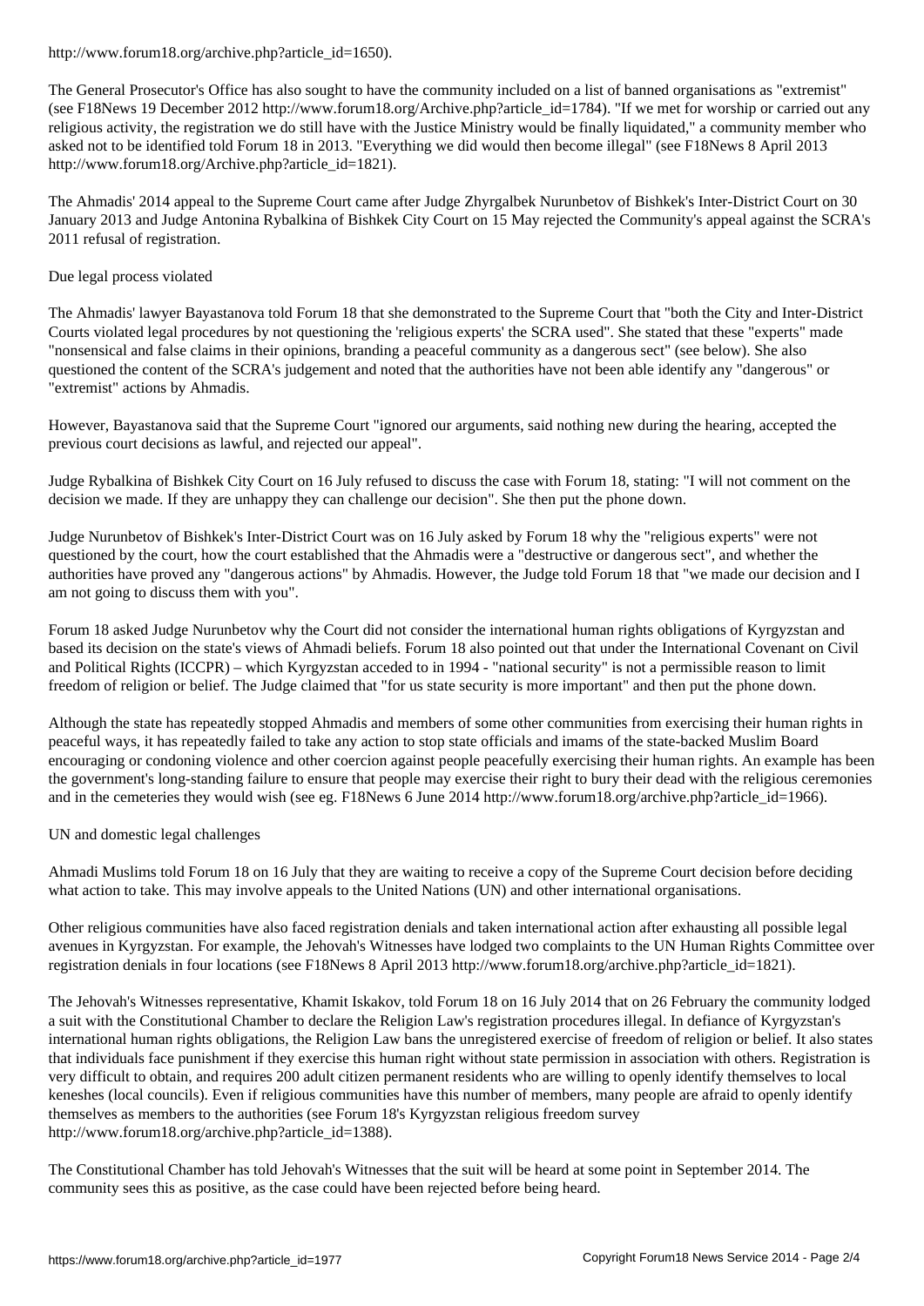http://www.forum18.org/archive.php?article_id=1650).

The General Prosecutor's Office has also sought to have the community included on a list of banned organisations as "extremist" (see F18News 19 December 2012 http://www.forum18.org/Archive.php?article_id=1784). "If we met for worship or carried out any religious activity, the registration we do still have with the Justice Ministry would be finally liquidated," a community member who asked not to be identified told Forum 18 in 2013. "Everything we did would then become illegal" (see F18News 8 April 2013 http://www.forum18.org/Archive.php?article_id=1821).

The Ahmadis' 2014 appeal to the Supreme Court came after Judge Zhyrgalbek Nurunbetov of Bishkek's Inter-District Court on 30 January 2013 and Judge Antonina Rybalkina of Bishkek City Court on 15 May rejected the Community's appeal against the SCRA's 2011 refusal of registration.

## Due legal process violated

The Ahmadis' lawyer Bayastanova told Forum 18 that she demonstrated to the Supreme Court that "both the City and Inter-District Courts violated legal procedures by not questioning the 'religious experts' the SCRA used". She stated that these "experts" made "nonsensical and false claims in their opinions, branding a peaceful community as a dangerous sect" (see below). She also questioned the content of the SCRA's judgement and noted that the authorities have not been able identify any "dangerous" or "extremist" actions by Ahmadis.

However, Bayastanova said that the Supreme Court "ignored our arguments, said nothing new during the hearing, accepted the previous court decisions as lawful, and rejected our appeal".

Judge Rybalkina of Bishkek City Court on 16 July refused to discuss the case with Forum 18, stating: "I will not comment on the decision we made. If they are unhappy they can challenge our decision". She then put the phone down.

Judge Nurunbetov of Bishkek's Inter-District Court was on 16 July asked by Forum 18 why the "religious experts" were not questioned by the court, how the court established that the Ahmadis were a "destructive or dangerous sect", and whether the authorities have proved any "dangerous actions" by Ahmadis. However, the Judge told Forum 18 that "we made our decision and I am not going to discuss them with you".

Forum 18 asked Judge Nurunbetov why the Court did not consider the international human rights obligations of Kyrgyzstan and based its decision on the state's views of Ahmadi beliefs. Forum 18 also pointed out that under the International Covenant on Civil and Political Rights (ICCPR) – which Kyrgyzstan acceded to in 1994 - "national security" is not a permissible reason to limit freedom of religion or belief. The Judge claimed that "for us state security is more important" and then put the phone down.

Although the state has repeatedly stopped Ahmadis and members of some other communities from exercising their human rights in peaceful ways, it has repeatedly failed to take any action to stop state officials and imams of the state-backed Muslim Board encouraging or condoning violence and other coercion against people peacefully exercising their human rights. An example has been the government's long-standing failure to ensure that people may exercise their right to bury their dead with the religious ceremonies and in the cemeteries they would wish (see eg. F18News 6 June 2014 http://www.forum18.org/archive.php?article_id=1966).

## UN and domestic legal challenges

Ahmadi Muslims told Forum 18 on 16 July that they are waiting to receive a copy of the Supreme Court decision before deciding what action to take. This may involve appeals to the United Nations (UN) and other international organisations.

Other religious communities have also faced registration denials and taken international action after exhausting all possible legal avenues in Kyrgyzstan. For example, the Jehovah's Witnesses have lodged two complaints to the UN Human Rights Committee over registration denials in four locations (see F18News 8 April 2013 http://www.forum18.org/archive.php?article_id=1821).

The Jehovah's Witnesses representative, Khamit Iskakov, told Forum 18 on 16 July 2014 that on 26 February the community lodged a suit with the Constitutional Chamber to declare the Religion Law's registration procedures illegal. In defiance of Kyrgyzstan's international human rights obligations, the Religion Law bans the unregistered exercise of freedom of religion or belief. It also states that individuals face punishment if they exercise this human right without state permission in association with others. Registration is very difficult to obtain, and requires 200 adult citizen permanent residents who are willing to openly identify themselves to local keneshes (local councils). Even if religious communities have this number of members, many people are afraid to openly identify themselves as members to the authorities (see Forum 18's Kyrgyzstan religious freedom survey http://www.forum18.org/archive.php?article_id=1388).

The Constitutional Chamber has told Jehovah's Witnesses that the suit will be heard at some point in September 2014. The community sees this as positive, as the case could have been rejected before being heard.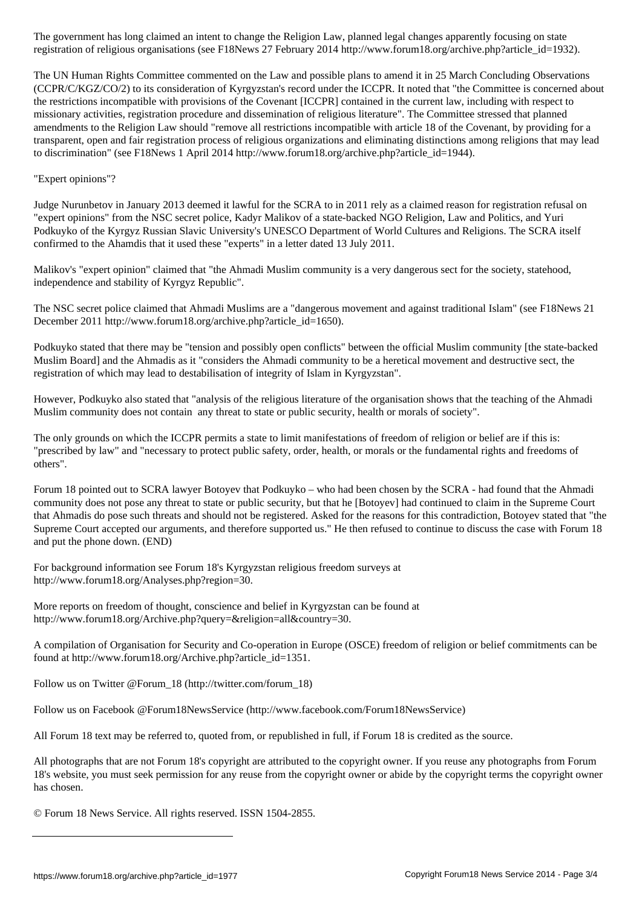The government has long claimed an intent to change the Religion Law, planned legal changes apparently focusing on state registration of religious organisations (see F18News 27 February 2014 http://www.forum18.org/archive.php?article_id=1932).

The UN Human Rights Committee commented on the Law and possible plans to amend it in 25 March Concluding Observations (CCPR/C/KGZ/CO/2) to its consideration of Kyrgyzstan's record under the ICCPR. It noted that "the Committee is concerned about the restrictions incompatible with provisions of the Covenant [ICCPR] contained in the current law, including with respect to missionary activities, registration procedure and dissemination of religious literature". The Committee stressed that planned amendments to the Religion Law should "remove all restrictions incompatible with article 18 of the Covenant, by providing for a transparent, open and fair registration process of religious organizations and eliminating distinctions among religions that may lead to discrimination" (see F18News 1 April 2014 http://www.forum18.org/archive.php?article_id=1944).

"Expert opinions"?

Judge Nurunbetov in January 2013 deemed it lawful for the SCRA to in 2011 rely as a claimed reason for registration refusal on "expert opinions" from the NSC secret police, Kadyr Malikov of a state-backed NGO Religion, Law and Politics, and Yuri Podkuyko of the Kyrgyz Russian Slavic University's UNESCO Department of World Cultures and Religions. The SCRA itself confirmed to the Ahamdis that it used these "experts" in a letter dated 13 July 2011.

Malikov's "expert opinion" claimed that "the Ahmadi Muslim community is a very dangerous sect for the society, statehood, independence and stability of Kyrgyz Republic".

The NSC secret police claimed that Ahmadi Muslims are a "dangerous movement and against traditional Islam" (see F18News 21 December 2011 http://www.forum18.org/archive.php?article_id=1650).

Podkuyko stated that there may be "tension and possibly open conflicts" between the official Muslim community [the state-backed Muslim Board] and the Ahmadis as it "considers the Ahmadi community to be a heretical movement and destructive sect, the registration of which may lead to destabilisation of integrity of Islam in Kyrgyzstan".

However, Podkuyko also stated that "analysis of the religious literature of the organisation shows that the teaching of the Ahmadi Muslim community does not contain any threat to state or public security, health or morals of society".

The only grounds on which the ICCPR permits a state to limit manifestations of freedom of religion or belief are if this is: "prescribed by law" and "necessary to protect public safety, order, health, or morals or the fundamental rights and freedoms of others".

Forum 18 pointed out to SCRA lawyer Botoyev that Podkuyko – who had been chosen by the SCRA - had found that the Ahmadi community does not pose any threat to state or public security, but that he [Botoyev] had continued to claim in the Supreme Court that Ahmadis do pose such threats and should not be registered. Asked for the reasons for this contradiction, Botoyev stated that "the Supreme Court accepted our arguments, and therefore supported us." He then refused to continue to discuss the case with Forum 18 and put the phone down. (END)

For background information see Forum 18's Kyrgyzstan religious freedom surveys at http://www.forum18.org/Analyses.php?region=30.

More reports on freedom of thought, conscience and belief in Kyrgyzstan can be found at http://www.forum18.org/Archive.php?query=&religion=all&country=30.

A compilation of Organisation for Security and Co-operation in Europe (OSCE) freedom of religion or belief commitments can be found at http://www.forum18.org/Archive.php?article_id=1351.

Follow us on Twitter @Forum_18 (http://twitter.com/forum_18)

Follow us on Facebook @Forum18NewsService (http://www.facebook.com/Forum18NewsService)

All Forum 18 text may be referred to, quoted from, or republished in full, if Forum 18 is credited as the source.

All photographs that are not Forum 18's copyright are attributed to the copyright owner. If you reuse any photographs from Forum 18's website, you must seek permission for any reuse from the copyright owner or abide by the copyright terms the copyright owner has chosen.

© Forum 18 News Service. All rights reserved. ISSN 1504-2855.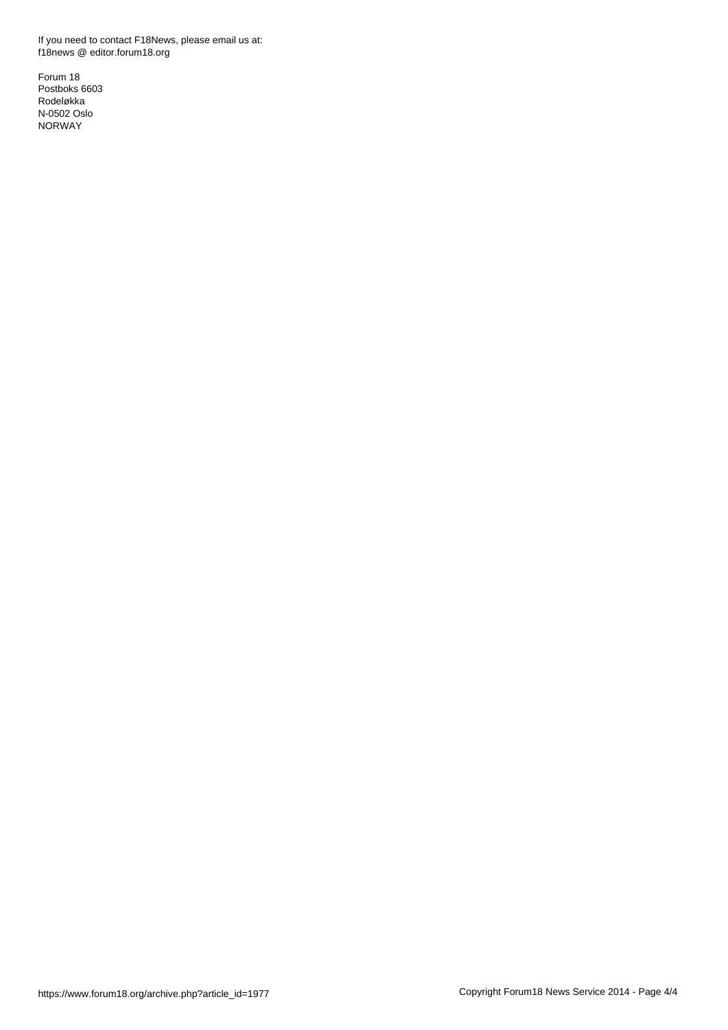If you need to contact F18News, please email us at:
f18news @ editor.forum18.org

Forum 18
Postboks 6603
Rodeløkka
N-0502 Oslo
NORWAY